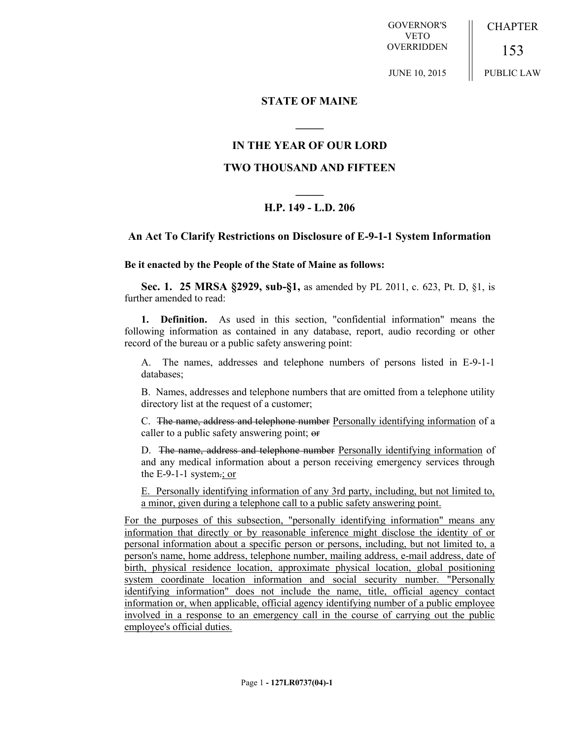GOVERNOR'S VETO OVERRIDDEN

JUNE 10, 2015

CHAPTER

153

PUBLIC LAW

# STATE OF MAINE

## IN THE YEAR OF OUR LORD

## TWO THOUSAND AND FIFTEEN

### H.P. 149 - L.D. 206

### An Act To Clarify Restrictions on Disclosure of E-9-1-1 System Information

**Be it enacted by the People of the State of Maine as follows:**

**Sec. 1. 25 MRSA §2929, sub-§1,** as amended by PL 2011, c. 623, Pt. D, §1, is further amended to read:

**1. Definition.** As used in this section, "confidential information" means the following information as contained in any database, report, audio recording or other record of the bureau or a public safety answering point:

A. The names, addresses and telephone numbers of persons listed in E-9-1-1 databases;

B. Names, addresses and telephone numbers that are omitted from a telephone utility directory list at the request of a customer;

C. ~~The name, address and telephone number~~ <u>Personally identifying information</u> of a caller to a public safety answering point; ~~or~~

D. ~~The name, address and telephone number~~ <u>Personally identifying information</u> of and any medical information about a person receiving emergency services through the E-9-1-1 system~~.~~<u>; or</u>

<u>E. Personally identifying information of any 3rd party, including, but not limited to, a minor, given during a telephone call to a public safety answering point.</u>

<u>For the purposes of this subsection, "personally identifying information" means any information that directly or by reasonable inference might disclose the identity of or personal information about a specific person or persons, including, but not limited to, a person's name, home address, telephone number, mailing address, e-mail address, date of birth, physical residence location, approximate physical location, global positioning system coordinate location information and social security number. "Personally identifying information" does not include the name, title, official agency contact information or, when applicable, official agency identifying number of a public employee involved in a response to an emergency call in the course of carrying out the public employee's official duties.</u>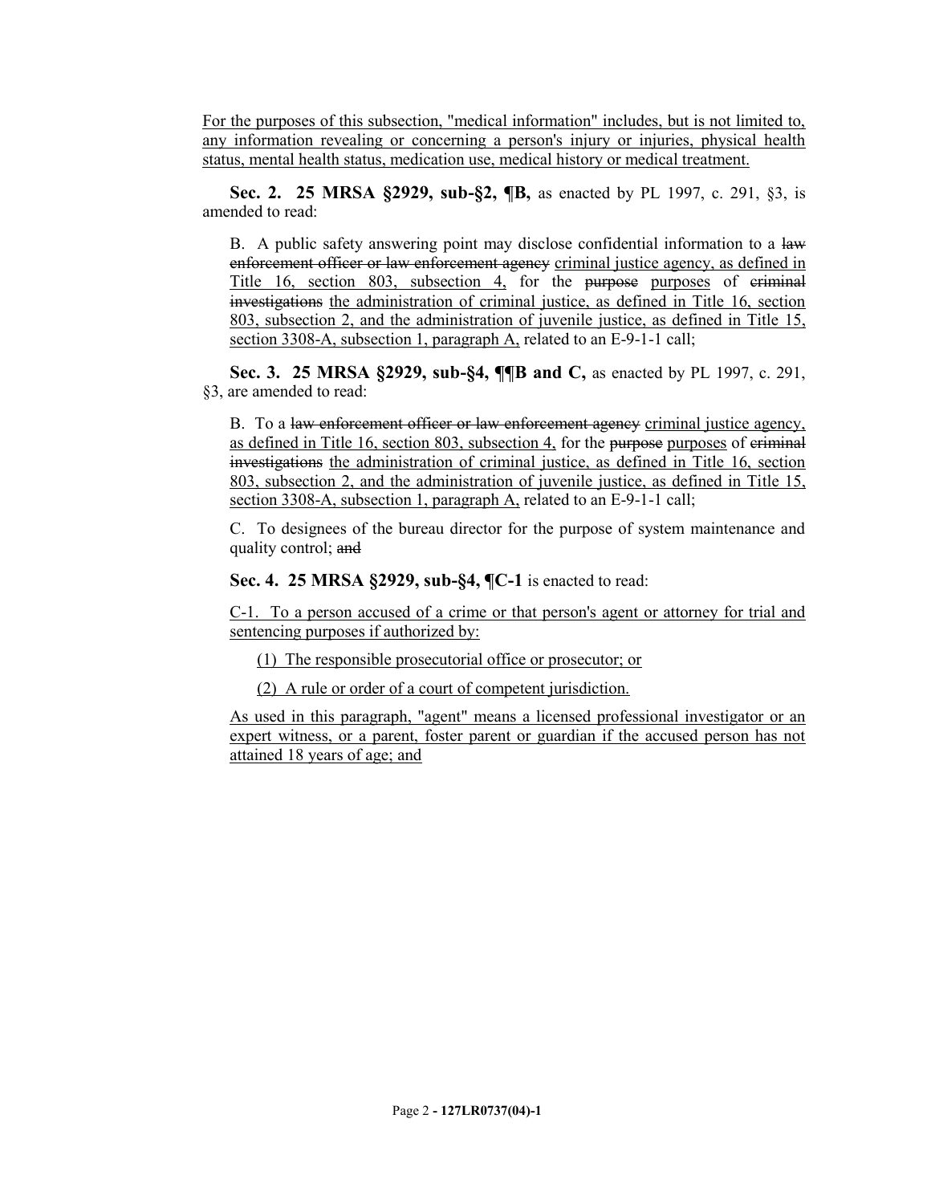For the purposes of this subsection, "medical information" includes, but is not limited to, any information revealing or concerning a person's injury or injuries, physical health status, mental health status, medication use, medical history or medical treatment.

**Sec. 2. 25 MRSA §2929, sub-§2, ¶B,** as enacted by PL 1997, c. 291, §3, is amended to read:

B. A public safety answering point may disclose confidential information to a ~~law enforcement officer or law enforcement agency~~ criminal justice agency, as defined in Title 16, section 803, subsection 4, for the ~~purpose~~ purposes of ~~criminal investigations~~ the administration of criminal justice, as defined in Title 16, section 803, subsection 2, and the administration of juvenile justice, as defined in Title 15, section 3308-A, subsection 1, paragraph A, related to an E-9-1-1 call;

**Sec. 3. 25 MRSA §2929, sub-§4, ¶¶B and C,** as enacted by PL 1997, c. 291, §3, are amended to read:

B. To a ~~law enforcement officer or law enforcement agency~~ criminal justice agency, as defined in Title 16, section 803, subsection 4, for the ~~purpose~~ purposes of ~~criminal investigations~~ the administration of criminal justice, as defined in Title 16, section 803, subsection 2, and the administration of juvenile justice, as defined in Title 15, section 3308-A, subsection 1, paragraph A, related to an E-9-1-1 call;

C. To designees of the bureau director for the purpose of system maintenance and quality control; ~~and~~

**Sec. 4. 25 MRSA §2929, sub-§4, ¶C-1** is enacted to read:

C-1. To a person accused of a crime or that person's agent or attorney for trial and sentencing purposes if authorized by:

(1) The responsible prosecutorial office or prosecutor; or

(2) A rule or order of a court of competent jurisdiction.

As used in this paragraph, "agent" means a licensed professional investigator or an expert witness, or a parent, foster parent or guardian if the accused person has not attained 18 years of age; and